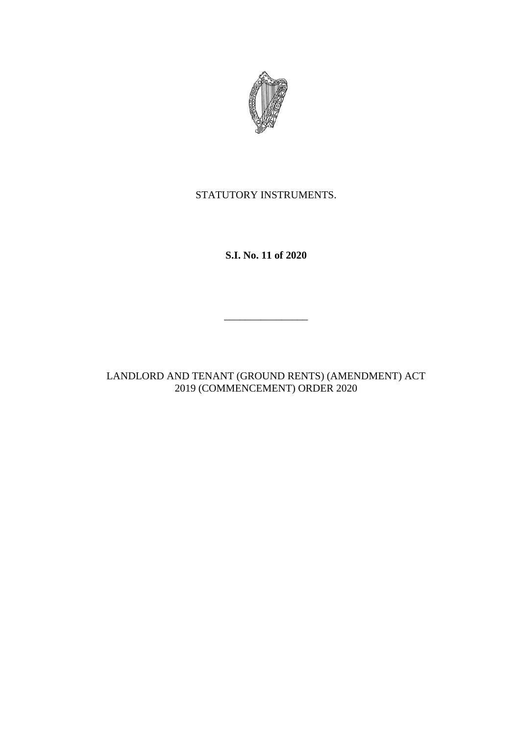STATUTORY INSTRUMENTS.

**S.I. No. 11 of 2020**

---

LANDLORD AND TENANT (GROUND RENTS) (AMENDMENT) ACT 2019 (COMMENCEMENT) ORDER 2020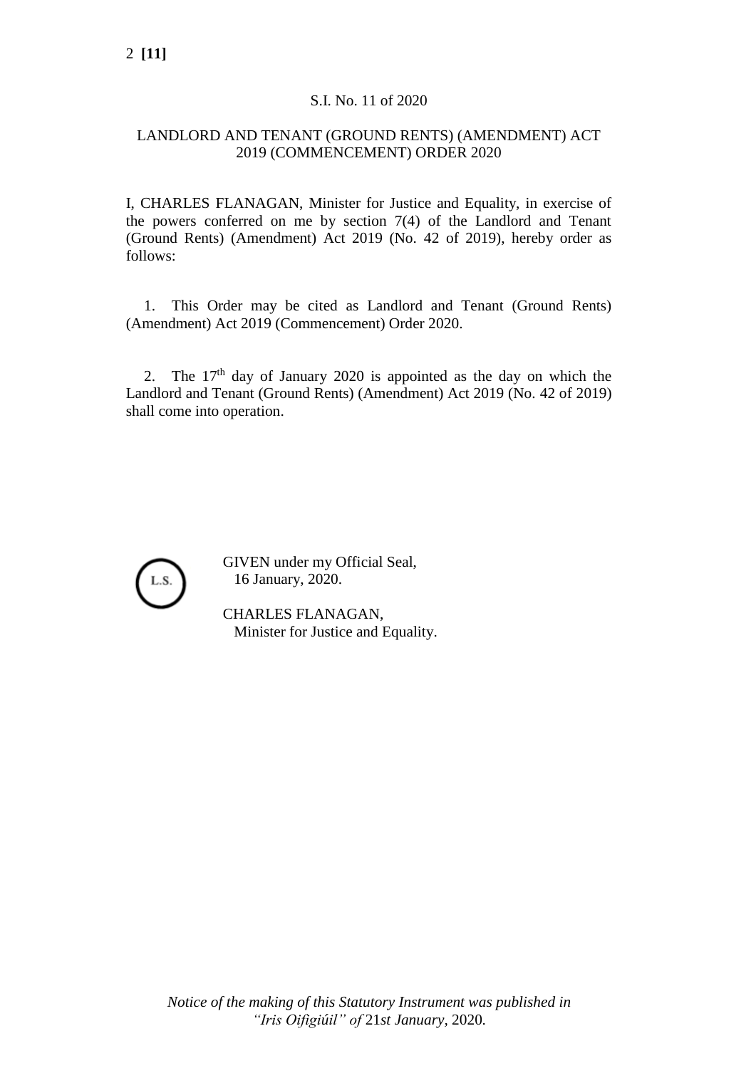S.I. No. 11 of 2020

LANDLORD AND TENANT (GROUND RENTS) (AMENDMENT) ACT 2019 (COMMENCEMENT) ORDER 2020

I, CHARLES FLANAGAN, Minister for Justice and Equality, in exercise of the powers conferred on me by section 7(4) of the Landlord and Tenant (Ground Rents) (Amendment) Act 2019 (No. 42 of 2019), hereby order as follows:

1. This Order may be cited as Landlord and Tenant (Ground Rents) (Amendment) Act 2019 (Commencement) Order 2020.

2. The 17th day of January 2020 is appointed as the day on which the Landlord and Tenant (Ground Rents) (Amendment) Act 2019 (No. 42 of 2019) shall come into operation.

L.S.

GIVEN under my Official Seal,
16 January, 2020.

CHARLES FLANAGAN,
Minister for Justice and Equality.

*Notice of the making of this Statutory Instrument was published in "Iris Oifigiúil" of 21st January, 2020.*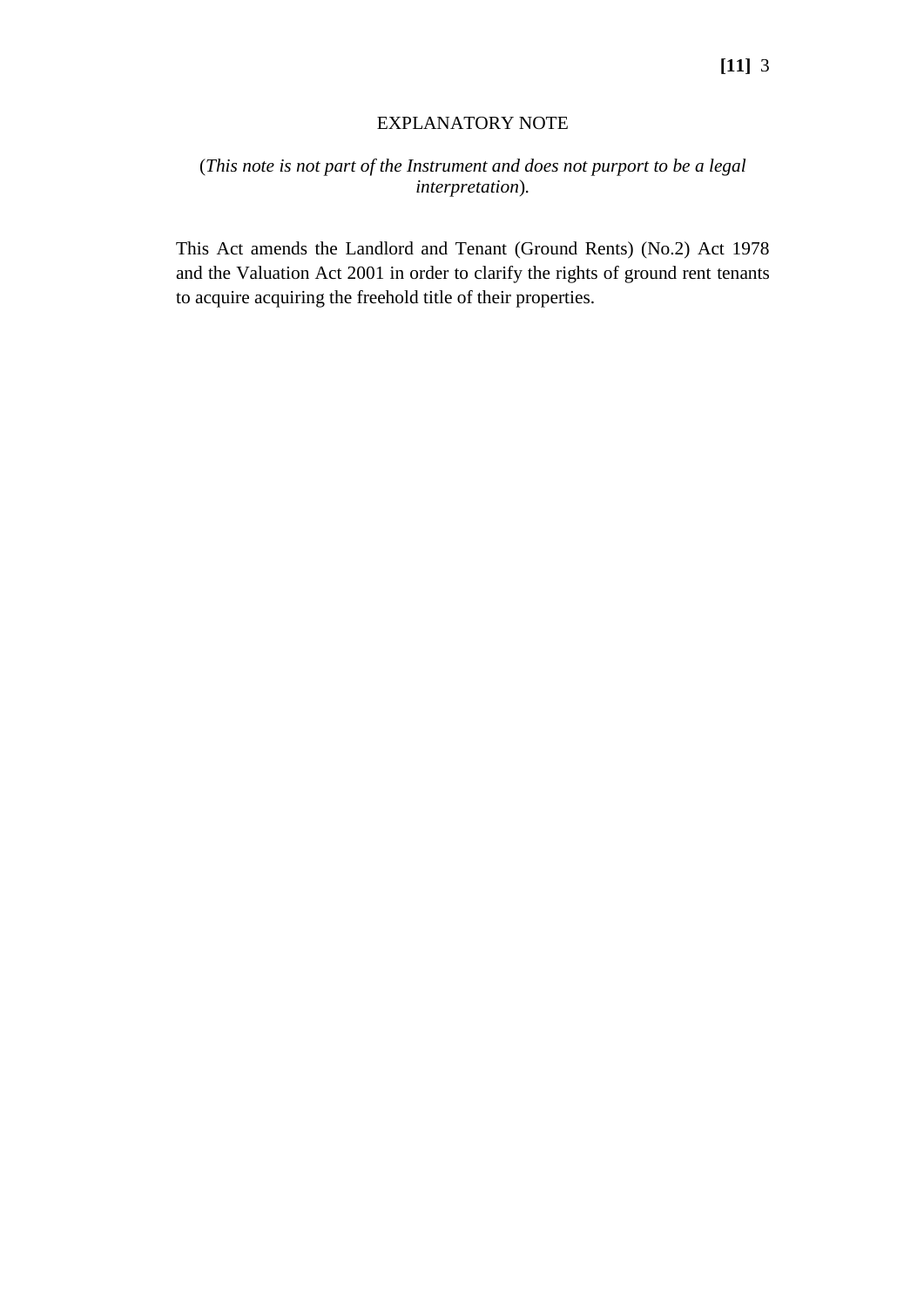EXPLANATORY NOTE

(*This note is not part of the Instrument and does not purport to be a legal interpretation*).

This Act amends the Landlord and Tenant (Ground Rents) (No.2) Act 1978 and the Valuation Act 2001 in order to clarify the rights of ground rent tenants to acquire acquiring the freehold title of their properties.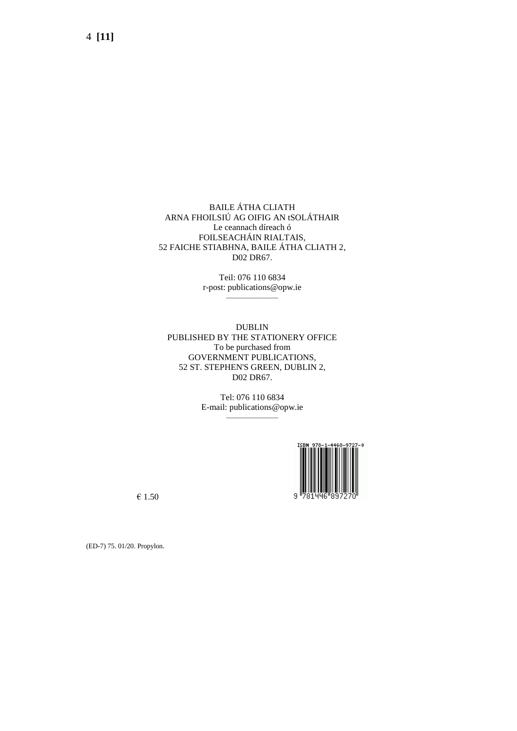BAILE ÁTHA CLIATH
ARNA FHOILSIÚ AG OIFIG AN tSOLÁTHAIR
Le ceannach díreach ó
FOILSEACHÁIN RIALTAIS,
52 FAICHE STIABHNA, BAILE ÁTHA CLIATH 2,
D02 DR67.

Teil: 076 110 6834
r-post: publications@opw.ie

---

DUBLIN
PUBLISHED BY THE STATIONERY OFFICE
To be purchased from
GOVERNMENT PUBLICATIONS,
52 ST. STEPHEN'S GREEN, DUBLIN 2,
D02 DR67.

Tel: 076 110 6834
E-mail: publications@opw.ie

---

ISBN 978-1-4468-9727-0

9 781446 897270

€ 1.50

(ED-7) 75. 01/20. Propylon.